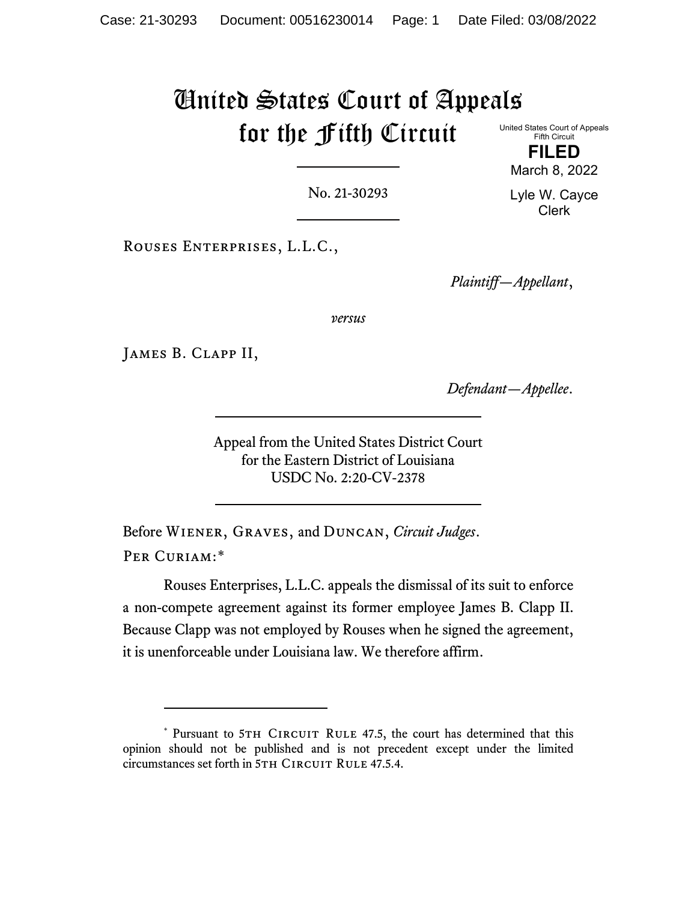# United States Court of Appeals for the Fifth Circuit

United States Court of Appeals
Fifth Circuit

**FILED**

March 8, 2022

Lyle W. Cayce
Clerk

No. 21-30293

Rouses Enterprises, L.L.C.,

*Plaintiff—Appellant*,

*versus*

James B. Clapp II,

*Defendant—Appellee*.

Appeal from the United States District Court
for the Eastern District of Louisiana
USDC No. 2:20-CV-2378

Before Wiener, Graves, and Duncan, *Circuit Judges*.

Per Curiam:*

Rouses Enterprises, L.L.C. appeals the dismissal of its suit to enforce a non-compete agreement against its former employee James B. Clapp II. Because Clapp was not employed by Rouses when he signed the agreement, it is unenforceable under Louisiana law. We therefore affirm.

---

\* Pursuant to 5th Circuit Rule 47.5, the court has determined that this opinion should not be published and is not precedent except under the limited circumstances set forth in 5th Circuit Rule 47.5.4.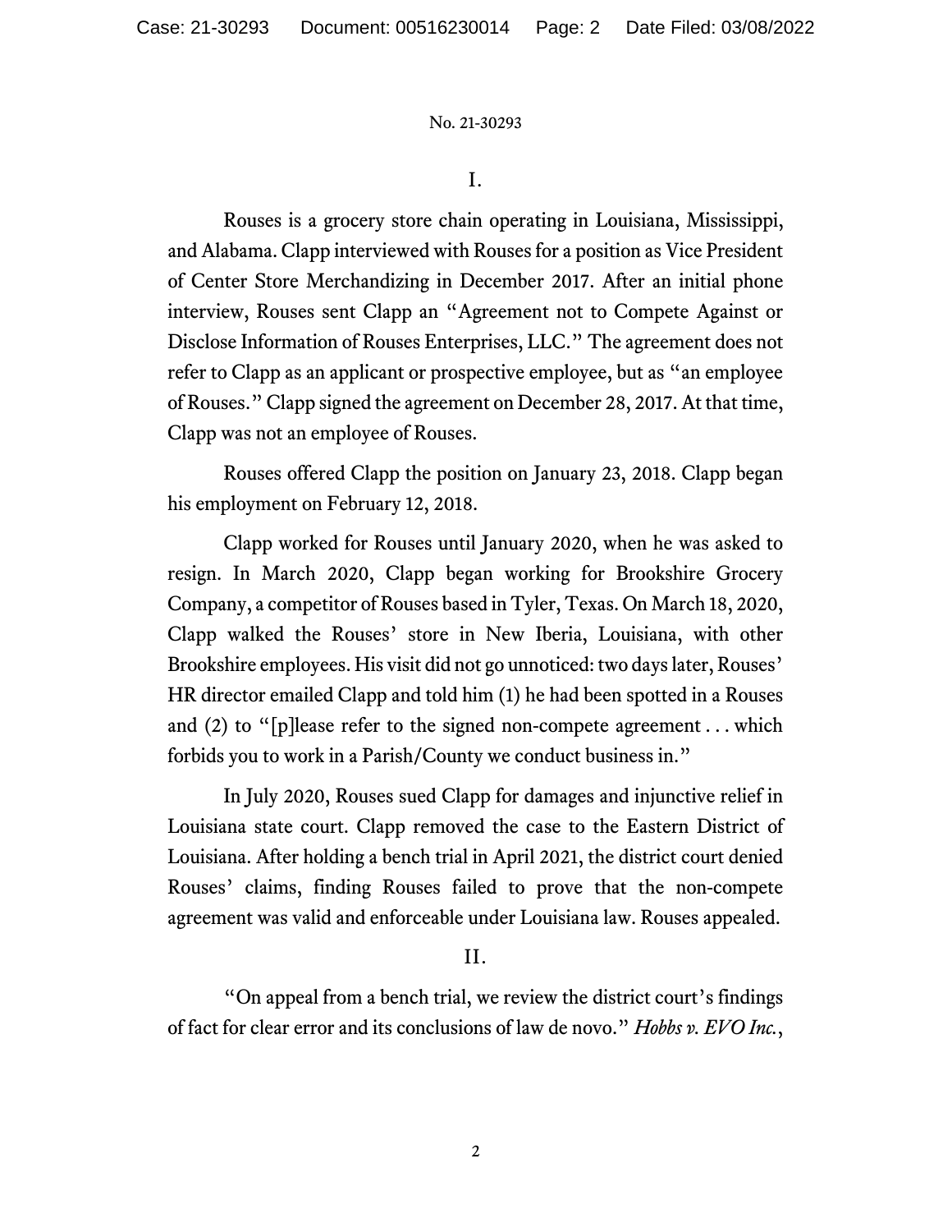I.

Rouses is a grocery store chain operating in Louisiana, Mississippi, and Alabama. Clapp interviewed with Rouses for a position as Vice President of Center Store Merchandizing in December 2017. After an initial phone interview, Rouses sent Clapp an "Agreement not to Compete Against or Disclose Information of Rouses Enterprises, LLC." The agreement does not refer to Clapp as an applicant or prospective employee, but as "an employee of Rouses." Clapp signed the agreement on December 28, 2017. At that time, Clapp was not an employee of Rouses.

Rouses offered Clapp the position on January 23, 2018. Clapp began his employment on February 12, 2018.

Clapp worked for Rouses until January 2020, when he was asked to resign. In March 2020, Clapp began working for Brookshire Grocery Company, a competitor of Rouses based in Tyler, Texas. On March 18, 2020, Clapp walked the Rouses' store in New Iberia, Louisiana, with other Brookshire employees. His visit did not go unnoticed: two days later, Rouses' HR director emailed Clapp and told him (1) he had been spotted in a Rouses and (2) to "[p]lease refer to the signed non-compete agreement . . . which forbids you to work in a Parish/County we conduct business in."

In July 2020, Rouses sued Clapp for damages and injunctive relief in Louisiana state court. Clapp removed the case to the Eastern District of Louisiana. After holding a bench trial in April 2021, the district court denied Rouses' claims, finding Rouses failed to prove that the non-compete agreement was valid and enforceable under Louisiana law. Rouses appealed.

II.

"On appeal from a bench trial, we review the district court's findings of fact for clear error and its conclusions of law de novo." *Hobbs v. EVO Inc.*,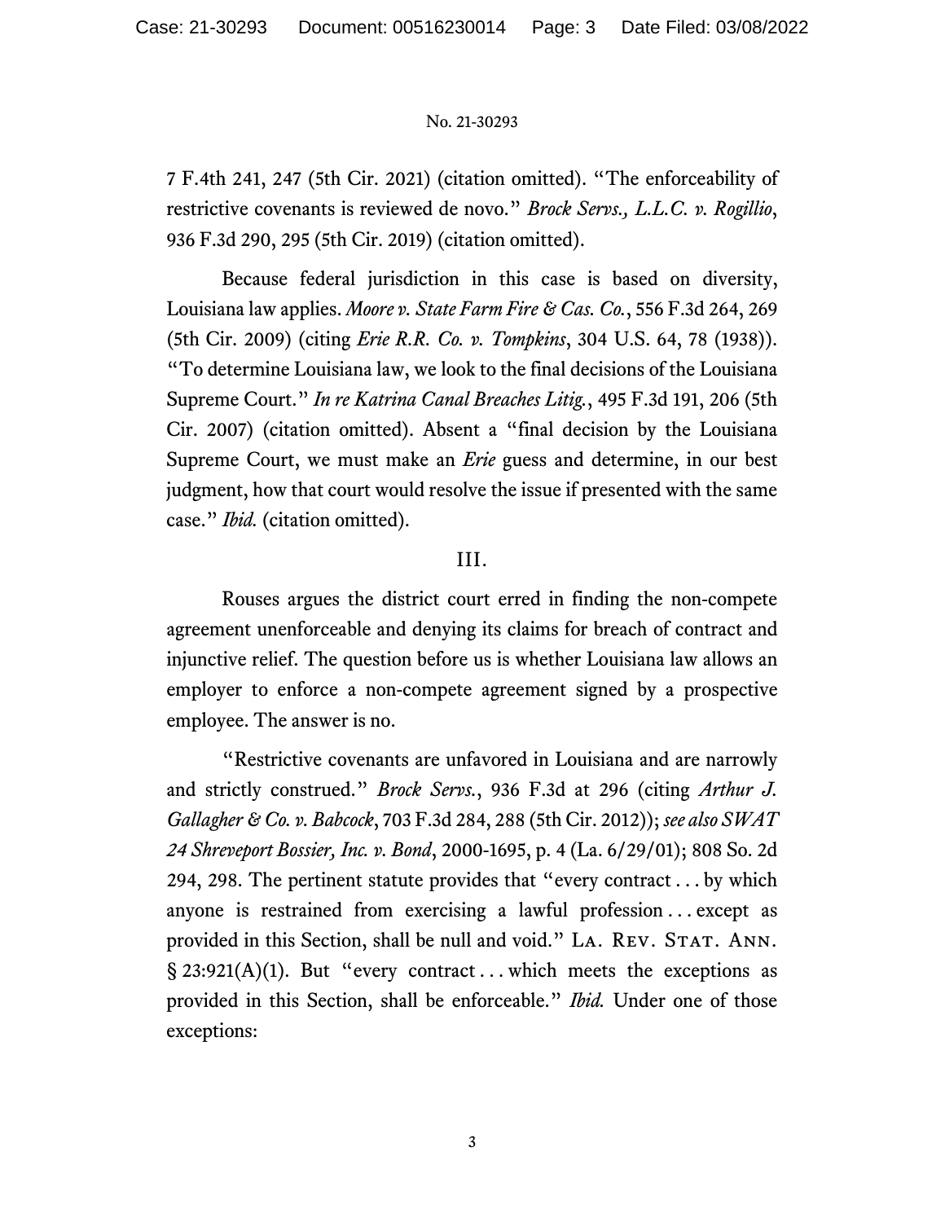7 F.4th 241, 247 (5th Cir. 2021) (citation omitted). "The enforceability of restrictive covenants is reviewed de novo." *Brock Servs., L.L.C. v. Rogillio*, 936 F.3d 290, 295 (5th Cir. 2019) (citation omitted).

Because federal jurisdiction in this case is based on diversity, Louisiana law applies. *Moore v. State Farm Fire & Cas. Co.*, 556 F.3d 264, 269 (5th Cir. 2009) (citing *Erie R.R. Co. v. Tompkins*, 304 U.S. 64, 78 (1938)). "To determine Louisiana law, we look to the final decisions of the Louisiana Supreme Court." *In re Katrina Canal Breaches Litig.*, 495 F.3d 191, 206 (5th Cir. 2007) (citation omitted). Absent a "final decision by the Louisiana Supreme Court, we must make an *Erie* guess and determine, in our best judgment, how that court would resolve the issue if presented with the same case." *Ibid.* (citation omitted).

## III.

Rouses argues the district court erred in finding the non-compete agreement unenforceable and denying its claims for breach of contract and injunctive relief. The question before us is whether Louisiana law allows an employer to enforce a non-compete agreement signed by a prospective employee. The answer is no.

"Restrictive covenants are unfavored in Louisiana and are narrowly and strictly construed." *Brock Servs.*, 936 F.3d at 296 (citing *Arthur J. Gallagher & Co. v. Babcock*, 703 F.3d 284, 288 (5th Cir. 2012)); *see also SWAT 24 Shreveport Bossier, Inc. v. Bond*, 2000-1695, p. 4 (La. 6/29/01); 808 So. 2d 294, 298. The pertinent statute provides that "every contract . . . by which anyone is restrained from exercising a lawful profession . . . except as provided in this Section, shall be null and void." LA. REV. STAT. ANN. § 23:921(A)(1). But "every contract . . . which meets the exceptions as provided in this Section, shall be enforceable." *Ibid.* Under one of those exceptions: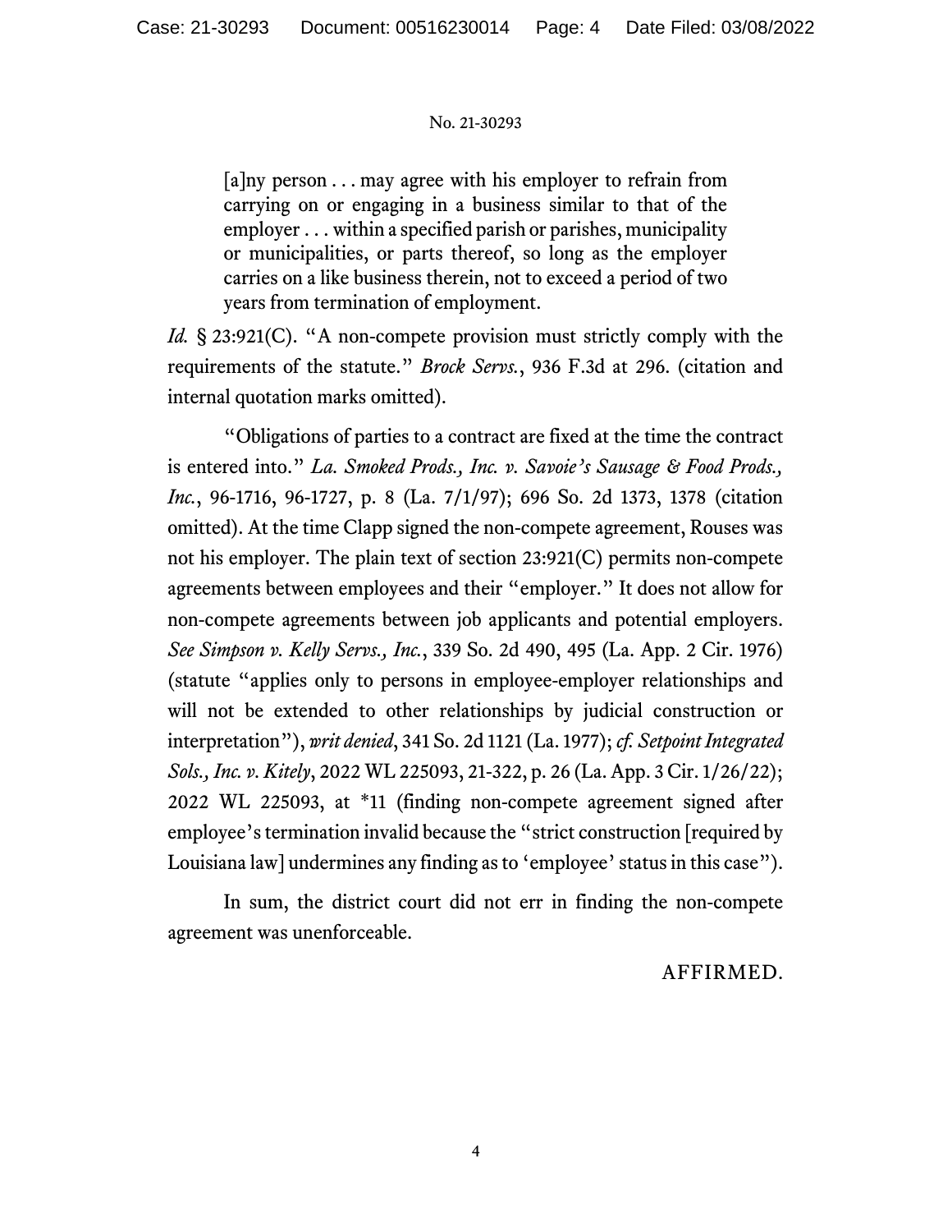> [a]ny person . . . may agree with his employer to refrain from carrying on or engaging in a business similar to that of the employer . . . within a specified parish or parishes, municipality or municipalities, or parts thereof, so long as the employer carries on a like business therein, not to exceed a period of two years from termination of employment.

*Id.* § 23:921(C). "A non-compete provision must strictly comply with the requirements of the statute." *Brock Servs.*, 936 F.3d at 296. (citation and internal quotation marks omitted).

"Obligations of parties to a contract are fixed at the time the contract is entered into." *La. Smoked Prods., Inc. v. Savoie's Sausage & Food Prods., Inc.*, 96-1716, 96-1727, p. 8 (La. 7/1/97); 696 So. 2d 1373, 1378 (citation omitted). At the time Clapp signed the non-compete agreement, Rouses was not his employer. The plain text of section 23:921(C) permits non-compete agreements between employees and their "employer." It does not allow for non-compete agreements between job applicants and potential employers. *See Simpson v. Kelly Servs., Inc.*, 339 So. 2d 490, 495 (La. App. 2 Cir. 1976) (statute "applies only to persons in employee-employer relationships and will not be extended to other relationships by judicial construction or interpretation"), *writ denied*, 341 So. 2d 1121 (La. 1977); *cf. Setpoint Integrated Sols., Inc. v. Kitely*, 2022 WL 225093, 21-322, p. 26 (La. App. 3 Cir. 1/26/22); 2022 WL 225093, at *11 (finding non-compete agreement signed after employee's termination invalid because the "strict construction [required by Louisiana law] undermines any finding as to 'employee' status in this case").

In sum, the district court did not err in finding the non-compete agreement was unenforceable.

AFFIRMED.